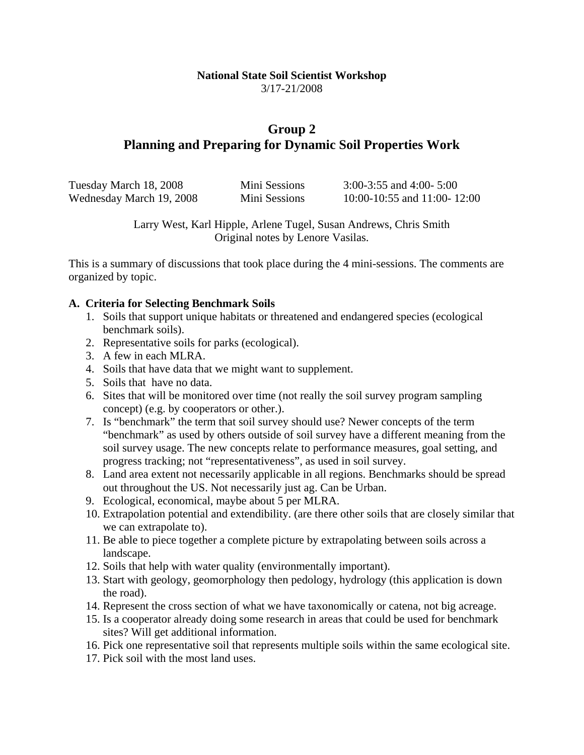**National State Soil Scientist Workshop**
3/17-21/2008

## Group 2
## Planning and Preparing for Dynamic Soil Properties Work

| | | |
|---|---|---|
| Tuesday March 18, 2008 | Mini Sessions | 3:00-3:55 and 4:00- 5:00 |
| Wednesday March 19, 2008 | Mini Sessions | 10:00-10:55 and 11:00- 12:00 |

Larry West, Karl Hipple, Arlene Tugel, Susan Andrews, Chris Smith
Original notes by Lenore Vasilas.

This is a summary of discussions that took place during the 4 mini-sessions. The comments are organized by topic.

### A. Criteria for Selecting Benchmark Soils

1. Soils that support unique habitats or threatened and endangered species (ecological benchmark soils).
2. Representative soils for parks (ecological).
3. A few in each MLRA.
4. Soils that have data that we might want to supplement.
5. Soils that have no data.
6. Sites that will be monitored over time (not really the soil survey program sampling concept) (e.g. by cooperators or other.).
7. Is "benchmark" the term that soil survey should use? Newer concepts of the term "benchmark" as used by others outside of soil survey have a different meaning from the soil survey usage. The new concepts relate to performance measures, goal setting, and progress tracking; not "representativeness", as used in soil survey.
8. Land area extent not necessarily applicable in all regions. Benchmarks should be spread out throughout the US. Not necessarily just ag. Can be Urban.
9. Ecological, economical, maybe about 5 per MLRA.
10. Extrapolation potential and extendibility. (are there other soils that are closely similar that we can extrapolate to).
11. Be able to piece together a complete picture by extrapolating between soils across a landscape.
12. Soils that help with water quality (environmentally important).
13. Start with geology, geomorphology then pedology, hydrology (this application is down the road).
14. Represent the cross section of what we have taxonomically or catena, not big acreage.
15. Is a cooperator already doing some research in areas that could be used for benchmark sites? Will get additional information.
16. Pick one representative soil that represents multiple soils within the same ecological site.
17. Pick soil with the most land uses.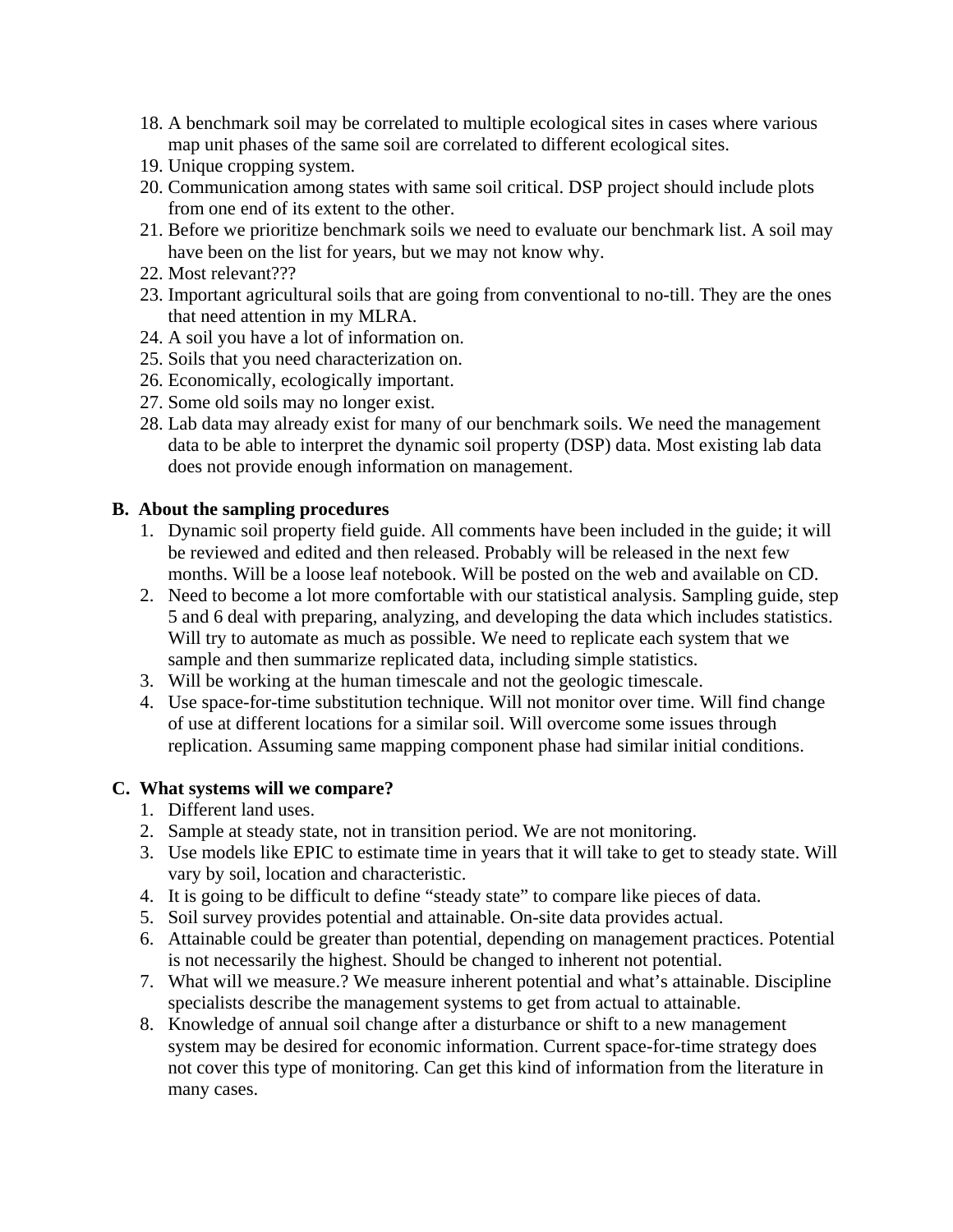18. A benchmark soil may be correlated to multiple ecological sites in cases where various map unit phases of the same soil are correlated to different ecological sites.
19. Unique cropping system.
20. Communication among states with same soil critical. DSP project should include plots from one end of its extent to the other.
21. Before we prioritize benchmark soils we need to evaluate our benchmark list. A soil may have been on the list for years, but we may not know why.
22. Most relevant???
23. Important agricultural soils that are going from conventional to no-till. They are the ones that need attention in my MLRA.
24. A soil you have a lot of information on.
25. Soils that you need characterization on.
26. Economically, ecologically important.
27. Some old soils may no longer exist.
28. Lab data may already exist for many of our benchmark soils. We need the management data to be able to interpret the dynamic soil property (DSP) data. Most existing lab data does not provide enough information on management.

### B. About the sampling procedures

1. Dynamic soil property field guide. All comments have been included in the guide; it will be reviewed and edited and then released. Probably will be released in the next few months. Will be a loose leaf notebook. Will be posted on the web and available on CD.
2. Need to become a lot more comfortable with our statistical analysis. Sampling guide, step 5 and 6 deal with preparing, analyzing, and developing the data which includes statistics. Will try to automate as much as possible. We need to replicate each system that we sample and then summarize replicated data, including simple statistics.
3. Will be working at the human timescale and not the geologic timescale.
4. Use space-for-time substitution technique. Will not monitor over time. Will find change of use at different locations for a similar soil. Will overcome some issues through replication. Assuming same mapping component phase had similar initial conditions.

### C. What systems will we compare?

1. Different land uses.
2. Sample at steady state, not in transition period. We are not monitoring.
3. Use models like EPIC to estimate time in years that it will take to get to steady state. Will vary by soil, location and characteristic.
4. It is going to be difficult to define "steady state" to compare like pieces of data.
5. Soil survey provides potential and attainable. On-site data provides actual.
6. Attainable could be greater than potential, depending on management practices. Potential is not necessarily the highest. Should be changed to inherent not potential.
7. What will we measure.? We measure inherent potential and what's attainable. Discipline specialists describe the management systems to get from actual to attainable.
8. Knowledge of annual soil change after a disturbance or shift to a new management system may be desired for economic information. Current space-for-time strategy does not cover this type of monitoring. Can get this kind of information from the literature in many cases.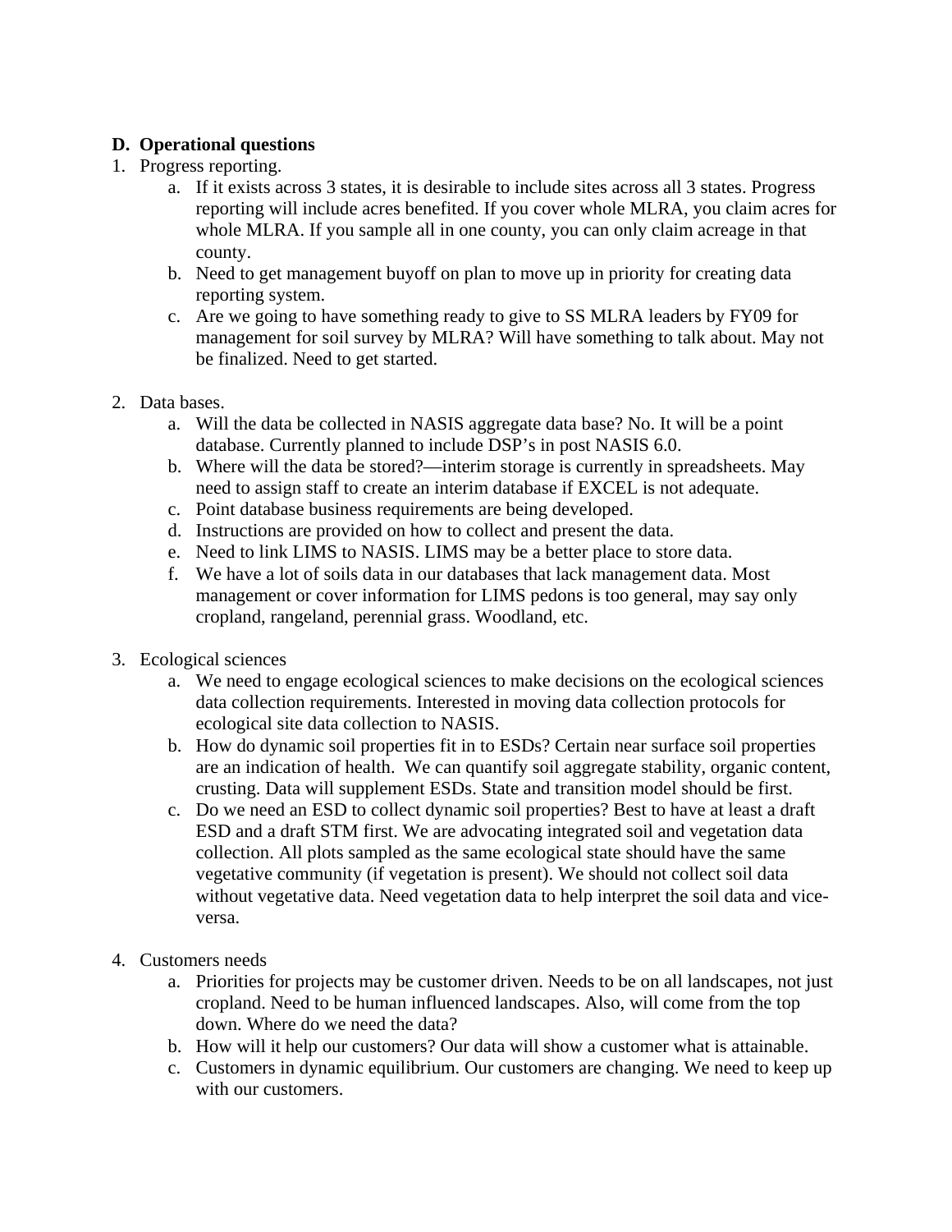**D. Operational questions**

1. Progress reporting.
   a. If it exists across 3 states, it is desirable to include sites across all 3 states. Progress reporting will include acres benefited. If you cover whole MLRA, you claim acres for whole MLRA. If you sample all in one county, you can only claim acreage in that county.
   b. Need to get management buyoff on plan to move up in priority for creating data reporting system.
   c. Are we going to have something ready to give to SS MLRA leaders by FY09 for management for soil survey by MLRA? Will have something to talk about. May not be finalized. Need to get started.

2. Data bases.
   a. Will the data be collected in NASIS aggregate data base? No. It will be a point database. Currently planned to include DSP's in post NASIS 6.0.
   b. Where will the data be stored?—interim storage is currently in spreadsheets. May need to assign staff to create an interim database if EXCEL is not adequate.
   c. Point database business requirements are being developed.
   d. Instructions are provided on how to collect and present the data.
   e. Need to link LIMS to NASIS. LIMS may be a better place to store data.
   f. We have a lot of soils data in our databases that lack management data. Most management or cover information for LIMS pedons is too general, may say only cropland, rangeland, perennial grass. Woodland, etc.

3. Ecological sciences
   a. We need to engage ecological sciences to make decisions on the ecological sciences data collection requirements. Interested in moving data collection protocols for ecological site data collection to NASIS.
   b. How do dynamic soil properties fit in to ESDs? Certain near surface soil properties are an indication of health. We can quantify soil aggregate stability, organic content, crusting. Data will supplement ESDs. State and transition model should be first.
   c. Do we need an ESD to collect dynamic soil properties? Best to have at least a draft ESD and a draft STM first. We are advocating integrated soil and vegetation data collection. All plots sampled as the same ecological state should have the same vegetative community (if vegetation is present). We should not collect soil data without vegetative data. Need vegetation data to help interpret the soil data and vice-versa.

4. Customers needs
   a. Priorities for projects may be customer driven. Needs to be on all landscapes, not just cropland. Need to be human influenced landscapes. Also, will come from the top down. Where do we need the data?
   b. How will it help our customers? Our data will show a customer what is attainable.
   c. Customers in dynamic equilibrium. Our customers are changing. We need to keep up with our customers.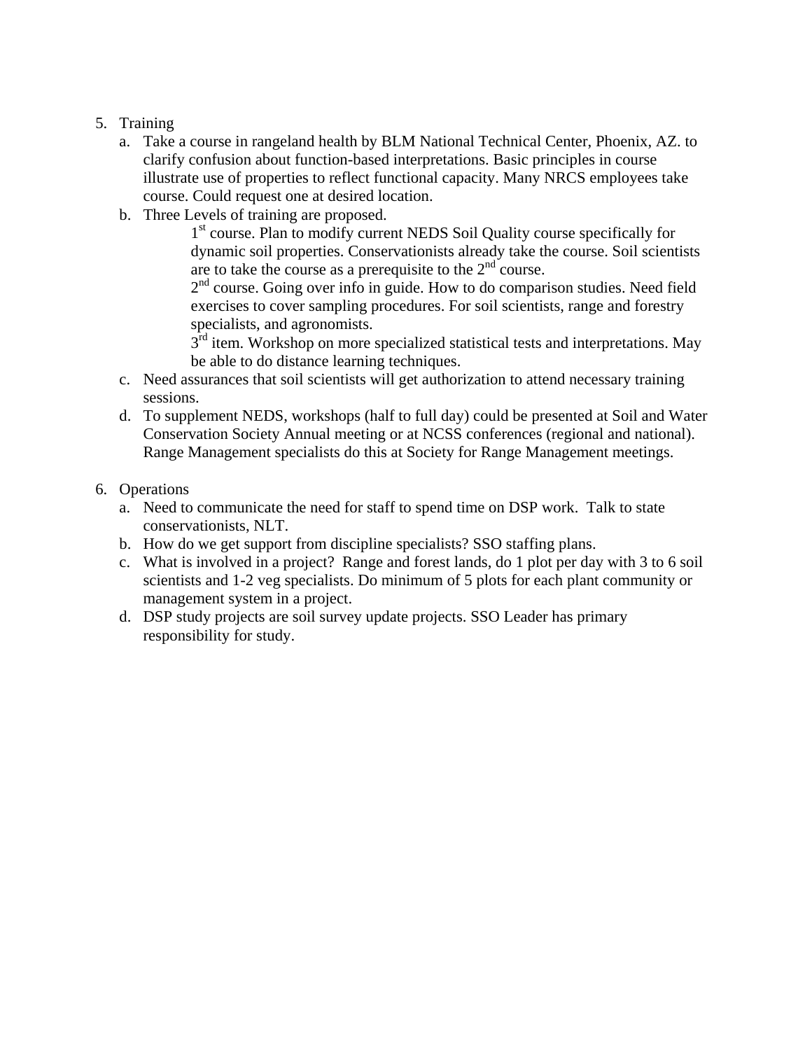5. Training
    a. Take a course in rangeland health by BLM National Technical Center, Phoenix, AZ. to clarify confusion about function-based interpretations. Basic principles in course illustrate use of properties to reflect functional capacity. Many NRCS employees take course. Could request one at desired location.
    b. Three Levels of training are proposed.

        1st course. Plan to modify current NEDS Soil Quality course specifically for dynamic soil properties. Conservationists already take the course. Soil scientists are to take the course as a prerequisite to the 2nd course.

        2nd course. Going over info in guide. How to do comparison studies. Need field exercises to cover sampling procedures. For soil scientists, range and forestry specialists, and agronomists.

        3rd item. Workshop on more specialized statistical tests and interpretations. May be able to do distance learning techniques.
    c. Need assurances that soil scientists will get authorization to attend necessary training sessions.
    d. To supplement NEDS, workshops (half to full day) could be presented at Soil and Water Conservation Society Annual meeting or at NCSS conferences (regional and national). Range Management specialists do this at Society for Range Management meetings.

6. Operations
    a. Need to communicate the need for staff to spend time on DSP work. Talk to state conservationists, NLT.
    b. How do we get support from discipline specialists? SSO staffing plans.
    c. What is involved in a project? Range and forest lands, do 1 plot per day with 3 to 6 soil scientists and 1-2 veg specialists. Do minimum of 5 plots for each plant community or management system in a project.
    d. DSP study projects are soil survey update projects. SSO Leader has primary responsibility for study.